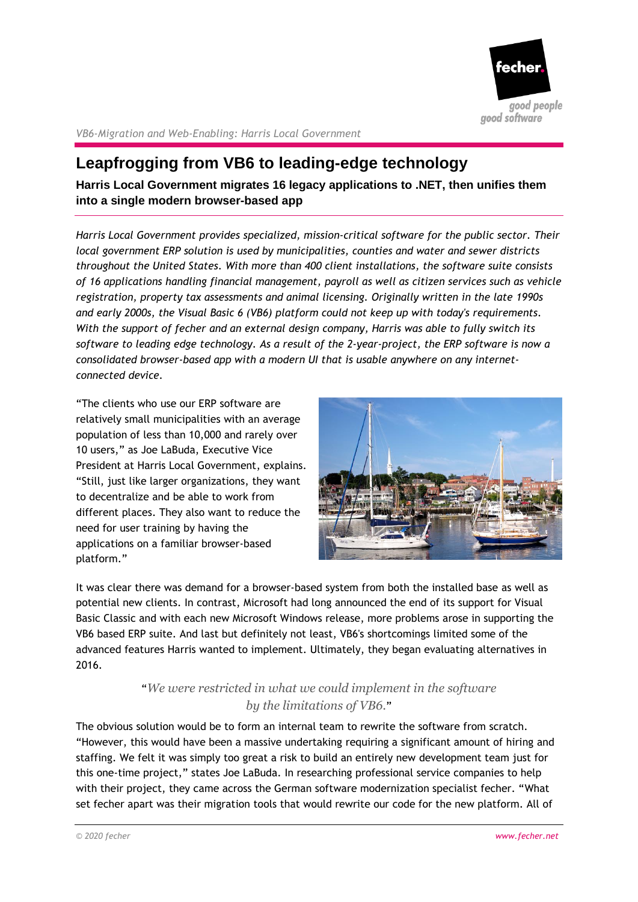# Leapfrogging from VB6 to leading-edge technology

**Harris Local Government migrates 16 legacy applications to .NET, then unifies them into a single modern browser-based app**

*Harris Local Government provides specialized, mission-critical software for the public sector. Their local government ERP solution is used by municipalities, counties and water and sewer districts throughout the United States. With more than 400 client installations, the software suite consists of 16 applications handling financial management, payroll as well as citizen services such as vehicle registration, property tax assessments and animal licensing. Originally written in the late 1990s and early 2000s, the Visual Basic 6 (VB6) platform could not keep up with today's requirements. With the support of fecher and an external design company, Harris was able to fully switch its software to leading edge technology. As a result of the 2-year-project, the ERP software is now a consolidated browser-based app with a modern UI that is usable anywhere on any internet-connected device.*

"The clients who use our ERP software are relatively small municipalities with an average population of less than 10,000 and rarely over 10 users," as Joe LaBuda, Executive Vice President at Harris Local Government, explains. "Still, just like larger organizations, they want to decentralize and be able to work from different places. They also want to reduce the need for user training by having the applications on a familiar browser-based platform."

It was clear there was demand for a browser-based system from both the installed base as well as potential new clients. In contrast, Microsoft had long announced the end of its support for Visual Basic Classic and with each new Microsoft Windows release, more problems arose in supporting the VB6 based ERP suite. And last but definitely not least, VB6's shortcomings limited some of the advanced features Harris wanted to implement. Ultimately, they began evaluating alternatives in 2016.

> "*We were restricted in what we could implement in the software by the limitations of VB6.*"

The obvious solution would be to form an internal team to rewrite the software from scratch. "However, this would have been a massive undertaking requiring a significant amount of hiring and staffing. We felt it was simply too great a risk to build an entirely new development team just for this one-time project," states Joe LaBuda. In researching professional service companies to help with their project, they came across the German software modernization specialist fecher. "What set fecher apart was their migration tools that would rewrite our code for the new platform. All of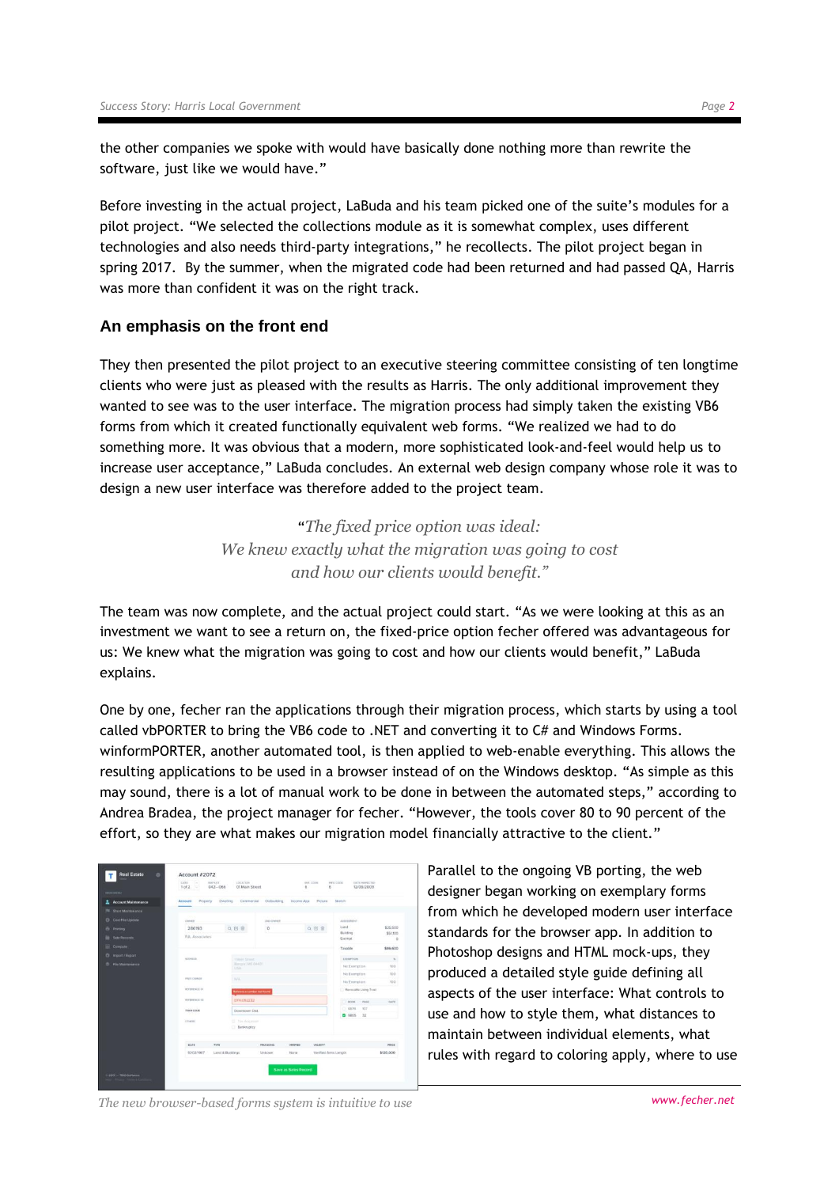the other companies we spoke with would have basically done nothing more than rewrite the software, just like we would have."

Before investing in the actual project, LaBuda and his team picked one of the suite's modules for a pilot project. "We selected the collections module as it is somewhat complex, uses different technologies and also needs third-party integrations," he recollects. The pilot project began in spring 2017. By the summer, when the migrated code had been returned and had passed QA, Harris was more than confident it was on the right track.

## An emphasis on the front end

They then presented the pilot project to an executive steering committee consisting of ten longtime clients who were just as pleased with the results as Harris. The only additional improvement they wanted to see was to the user interface. The migration process had simply taken the existing VB6 forms from which it created functionally equivalent web forms. "We realized we had to do something more. It was obvious that a modern, more sophisticated look-and-feel would help us to increase user acceptance," LaBuda concludes. An external web design company whose role it was to design a new user interface was therefore added to the project team.

> *"The fixed price option was ideal: We knew exactly what the migration was going to cost and how our clients would benefit."*

The team was now complete, and the actual project could start. "As we were looking at this as an investment we want to see a return on, the fixed-price option fecher offered was advantageous for us: We knew what the migration was going to cost and how our clients would benefit," LaBuda explains.

One by one, fecher ran the applications through their migration process, which starts by using a tool called vbPORTER to bring the VB6 code to .NET and converting it to C# and Windows Forms. winformPORTER, another automated tool, is then applied to web-enable everything. This allows the resulting applications to be used in a browser instead of on the Windows desktop. "As simple as this may sound, there is a lot of manual work to be done in between the automated steps," according to Andrea Bradea, the project manager for fecher. "However, the tools cover 80 to 90 percent of the effort, so they are what makes our migration model financially attractive to the client."

Parallel to the ongoing VB porting, the web designer began working on exemplary forms from which he developed modern user interface standards for the browser app. In addition to Photoshop designs and HTML mock-ups, they produced a detailed style guide defining all aspects of the user interface: What controls to use and how to style them, what distances to maintain between individual elements, what rules with regard to coloring apply, where to use

*The new browser-based forms system is intuitive to use*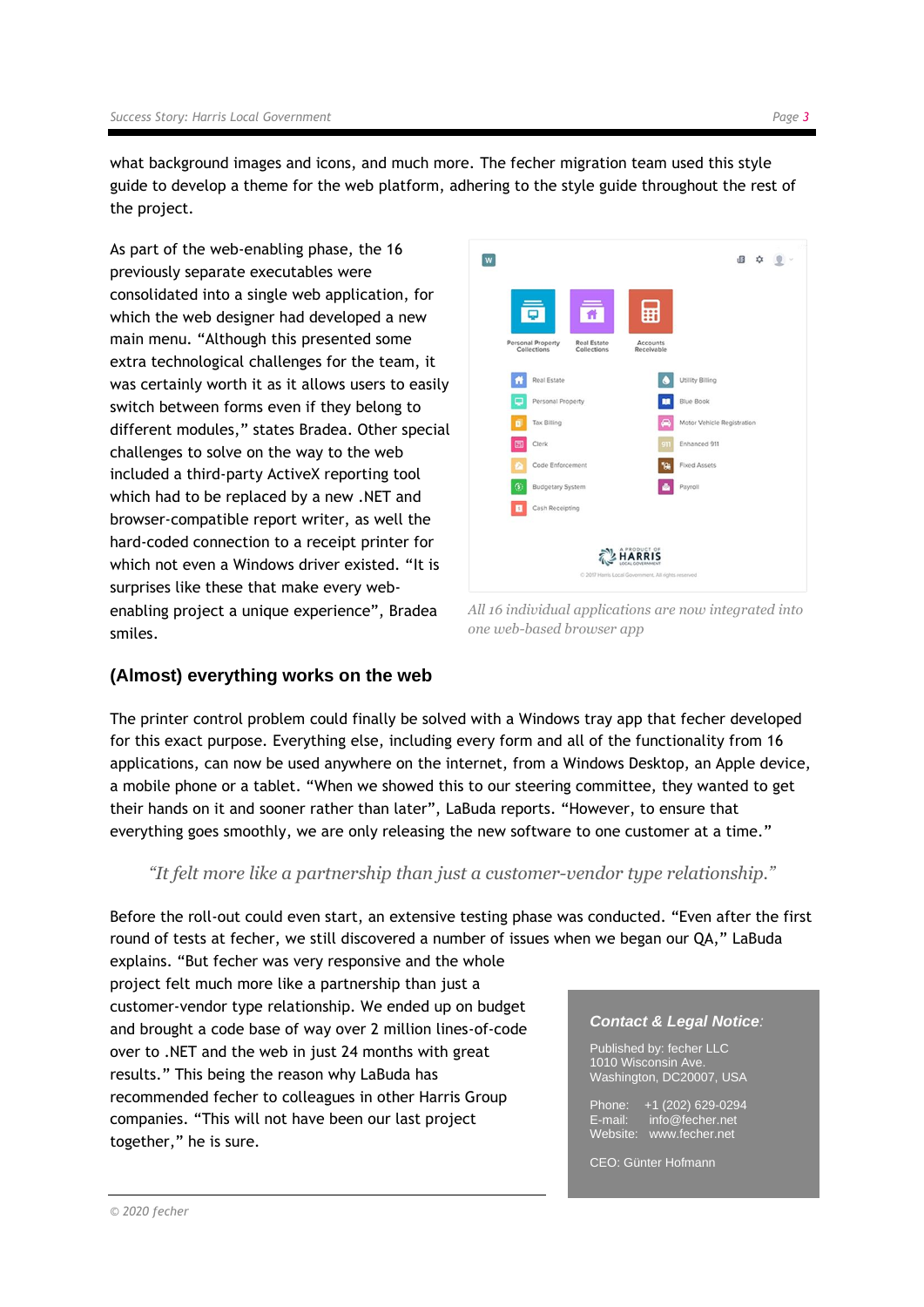what background images and icons, and much more. The fecher migration team used this style guide to develop a theme for the web platform, adhering to the style guide throughout the rest of the project.

As part of the web-enabling phase, the 16 previously separate executables were consolidated into a single web application, for which the web designer had developed a new main menu. “Although this presented some extra technological challenges for the team, it was certainly worth it as it allows users to easily switch between forms even if they belong to different modules,” states Bradea. Other special challenges to solve on the way to the web included a third-party ActiveX reporting tool which had to be replaced by a new .NET and browser-compatible report writer, as well the hard-coded connection to a receipt printer for which not even a Windows driver existed. “It is surprises like these that make every web-enabling project a unique experience”, Bradea smiles.

*All 16 individual applications are now integrated into one web-based browser app*

## (Almost) everything works on the web

The printer control problem could finally be solved with a Windows tray app that fecher developed for this exact purpose. Everything else, including every form and all of the functionality from 16 applications, can now be used anywhere on the internet, from a Windows Desktop, an Apple device, a mobile phone or a tablet. “When we showed this to our steering committee, they wanted to get their hands on it and sooner rather than later”, LaBuda reports. “However, to ensure that everything goes smoothly, we are only releasing the new software to one customer at a time.”

> *“It felt more like a partnership than just a customer-vendor type relationship.”*

Before the roll-out could even start, an extensive testing phase was conducted. “Even after the first round of tests at fecher, we still discovered a number of issues when we began our QA,” LaBuda explains. “But fecher was very responsive and the whole project felt much more like a partnership than just a customer-vendor type relationship. We ended up on budget and brought a code base of way over 2 million lines-of-code over to .NET and the web in just 24 months with great results.” This being the reason why LaBuda has recommended fecher to colleagues in other Harris Group companies. “This will not have been our last project together,” he is sure.

***Contact & Legal Notice:***

Published by: fecher LLC
1010 Wisconsin Ave.
Washington, DC20007, USA

Phone: +1 (202) 629-0294
E-mail: info@fecher.net
Website: www.fecher.net

CEO: Günter Hofmann

© 2020 fecher